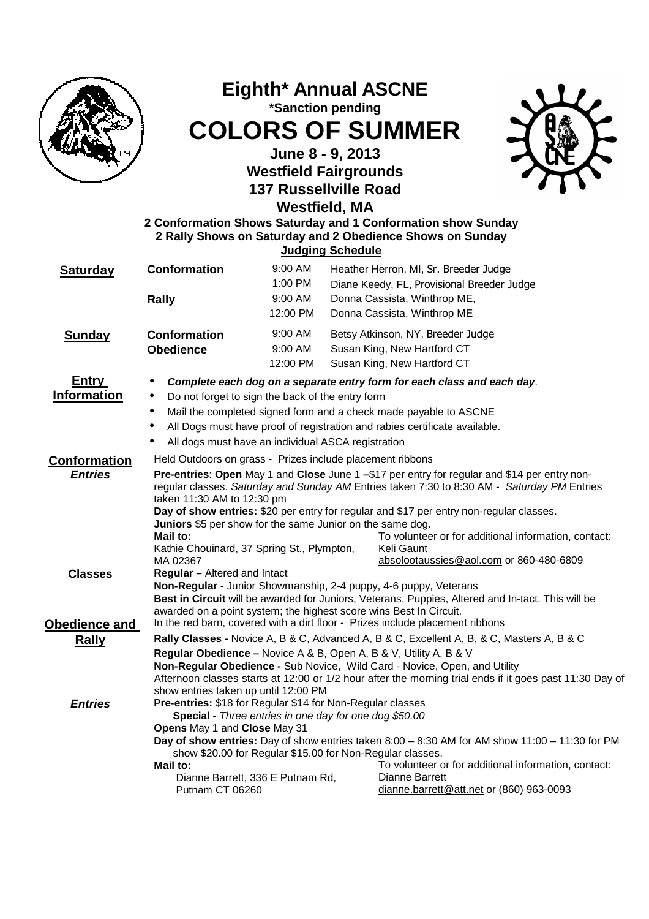# Eighth* Annual ASCNE

**\*Sanction pending**

# COLORS OF SUMMER

**June 8 - 9, 2013**
**Westfield Fairgrounds**
**137 Russellville Road**
**Westfield, MA**

**2 Conformation Shows Saturday and 1 Conformation show Sunday**
**2 Rally Shows on Saturday and 2 Obedience Shows on Sunday**

**Judging Schedule**

| | | | |
|---|---|---|---|
| **Saturday** | **Conformation** | 9:00 AM | Heather Herron, MI, Sr. Breeder Judge |
| | | 1:00 PM | Diane Keedy, FL, Provisional Breeder Judge |
| | **Rally** | 9:00 AM | Donna Cassista, Winthrop ME, |
| | | 12:00 PM | Donna Cassista, Winthrop ME |
| **Sunday** | **Conformation** | 9:00 AM | Betsy Atkinson, NY, Breeder Judge |
| | **Obedience** | 9:00 AM | Susan King, New Hartford CT |
| | | 12:00 PM | Susan King, New Hartford CT |

## Entry Information

- ***Complete each dog on a separate entry form for each class and each day**.*
- Do not forget to sign the back of the entry form
- Mail the completed signed form and a check made payable to ASCNE
- All Dogs must have proof of registration and rabies certificate available.
- All dogs must have an individual ASCA registration

## Conformation

Held Outdoors on grass - Prizes include placement ribbons

***Entries***

**Pre-entries**: **Open** May 1 and **Close** June 1 **–**$17 per entry for regular and $14 per entry non-regular classes. *Saturday and Sunday AM* Entries taken 7:30 to 8:30 AM - *Saturday PM* Entries taken 11:30 AM to 12:30 pm

**Day of show entries:** $20 per entry for regular and $17 per entry non-regular classes.

**Juniors** $5 per show for the same Junior on the same dog.

**Mail to:**
Kathie Chouinard, 37 Spring St., Plympton, MA 02367

To volunteer or for additional information, contact:
Keli Gaunt
absolootaussies@aol.com or 860-480-6809

**Classes**

**Regular –** Altered and Intact

**Non-Regular** - Junior Showmanship, 2-4 puppy, 4-6 puppy, Veterans

**Best in Circuit** will be awarded for Juniors, Veterans, Puppies, Altered and In-tact. This will be awarded on a point system; the highest score wins Best In Circuit.

## Obedience and Rally

In the red barn, covered with a dirt floor - Prizes include placement ribbons

**Rally Classes -** Novice A, B & C, Advanced A, B & C, Excellent A, B, & C, Masters A, B & C

**Regular Obedience –** Novice A & B, Open A, B & V, Utility A, B & V

**Non-Regular Obedience -** Sub Novice, Wild Card - Novice, Open, and Utility

Afternoon classes starts at 12:00 or 1/2 hour after the morning trial ends if it goes past 11:30 Day of show entries taken up until 12:00 PM

***Entries***

**Pre-entries:** $18 for Regular $14 for Non-Regular classes

**Special -** *Three entries in one day for one dog $50.00*

**Opens** May 1 and **Close** May 31

**Day of show entries:** Day of show entries taken 8:00 – 8:30 AM for AM show 11:00 – 11:30 for PM show $20.00 for Regular $15.00 for Non-Regular classes.

**Mail to:**
Dianne Barrett, 336 E Putnam Rd, Putnam CT 06260

To volunteer or for additional information, contact:
Dianne Barrett
dianne.barrett@att.net or (860) 963-0093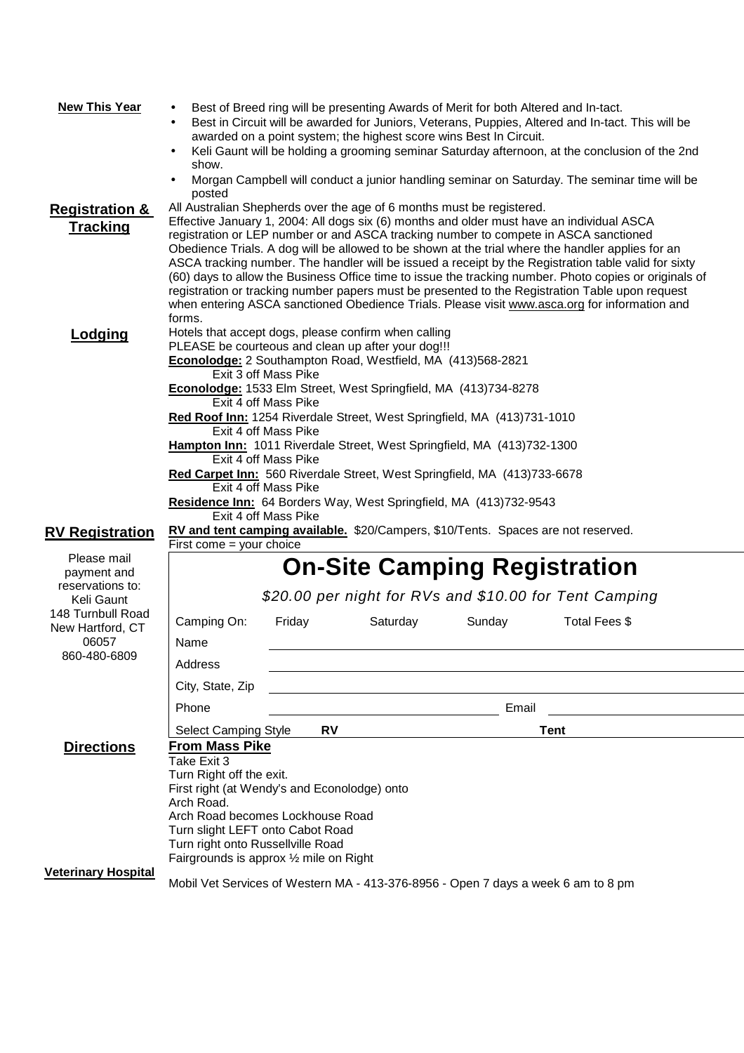**New This Year**

- Best of Breed ring will be presenting Awards of Merit for both Altered and In-tact.
- Best in Circuit will be awarded for Juniors, Veterans, Puppies, Altered and In-tact. This will be awarded on a point system; the highest score wins Best In Circuit.
- Keli Gaunt will be holding a grooming seminar Saturday afternoon, at the conclusion of the 2nd show.
- Morgan Campbell will conduct a junior handling seminar on Saturday. The seminar time will be posted

## Registration & Tracking

All Australian Shepherds over the age of 6 months must be registered.
Effective January 1, 2004: All dogs six (6) months and older must have an individual ASCA registration or LEP number or and ASCA tracking number to compete in ASCA sanctioned Obedience Trials. A dog will be allowed to be shown at the trial where the handler applies for an ASCA tracking number. The handler will be issued a receipt by the Registration table valid for sixty (60) days to allow the Business Office time to issue the tracking number. Photo copies or originals of registration or tracking number papers must be presented to the Registration Table upon request when entering ASCA sanctioned Obedience Trials. Please visit www.asca.org for information and forms.

## Lodging

Hotels that accept dogs, please confirm when calling
PLEASE be courteous and clean up after your dog!!!

**Econolodge:** 2 Southampton Road, Westfield, MA (413)568-2821
Exit 3 off Mass Pike

**Econolodge:** 1533 Elm Street, West Springfield, MA (413)734-8278
Exit 4 off Mass Pike

**Red Roof Inn:** 1254 Riverdale Street, West Springfield, MA (413)731-1010
Exit 4 off Mass Pike

**Hampton Inn:** 1011 Riverdale Street, West Springfield, MA (413)732-1300
Exit 4 off Mass Pike

**Red Carpet Inn:** 560 Riverdale Street, West Springfield, MA (413)733-6678
Exit 4 off Mass Pike

**Residence Inn:** 64 Borders Way, West Springfield, MA (413)732-9543
Exit 4 off Mass Pike

## RV Registration

**RV and tent camping available.** $20/Campers, $10/Tents. Spaces are not reserved.
First come = your choice

Please mail payment and reservations to:
Keli Gaunt
148 Turnbull Road
New Hartford, CT
06057
860-480-6809

# On-Site Camping Registration

*$20.00 per night for RVs and $10.00 for Tent Camping*

Camping On: Friday Saturday Sunday Total Fees $

Name ______________________

Address ______________________

City, State, Zip ______________________

Phone ______________________ Email ______________________

Select Camping Style **RV** **Tent**

## Directions

**From Mass Pike**

Take Exit 3
Turn Right off the exit.
First right (at Wendy's and Econolodge) onto Arch Road.
Arch Road becomes Lockhouse Road
Turn slight LEFT onto Cabot Road
Turn right onto Russellville Road
Fairgrounds is approx ½ mile on Right

**Veterinary Hospital**

Mobil Vet Services of Western MA - 413-376-8956 - Open 7 days a week 6 am to 8 pm